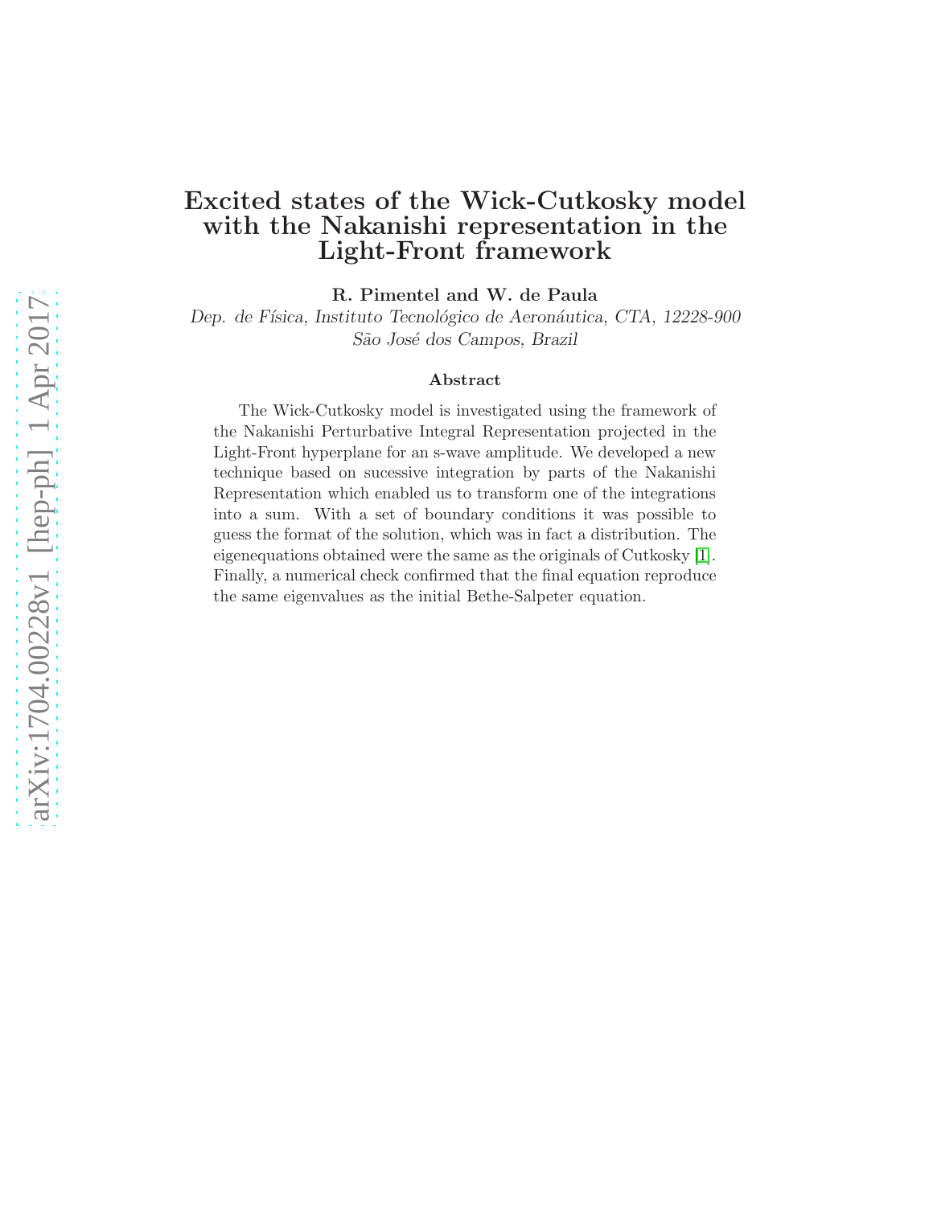# Excited states of the Wick-Cutkosky model with the Nakanishi representation in the Light-Front framework

**R. Pimentel and W. de Paula**

*Dep. de Física, Instituto Tecnológico de Aeronáutica, CTA, 12228-900 São José dos Campos, Brazil*

### Abstract

The Wick-Cutkosky model is investigated using the framework of the Nakanishi Perturbative Integral Representation projected in the Light-Front hyperplane for an s-wave amplitude. We developed a new technique based on sucessive integration by parts of the Nakanishi Representation which enabled us to transform one of the integrations into a sum. With a set of boundary conditions it was possible to guess the format of the solution, which was in fact a distribution. The eigenequations obtained were the same as the originals of Cutkosky [1]. Finally, a numerical check confirmed that the final equation reproduce the same eigenvalues as the initial Bethe-Salpeter equation.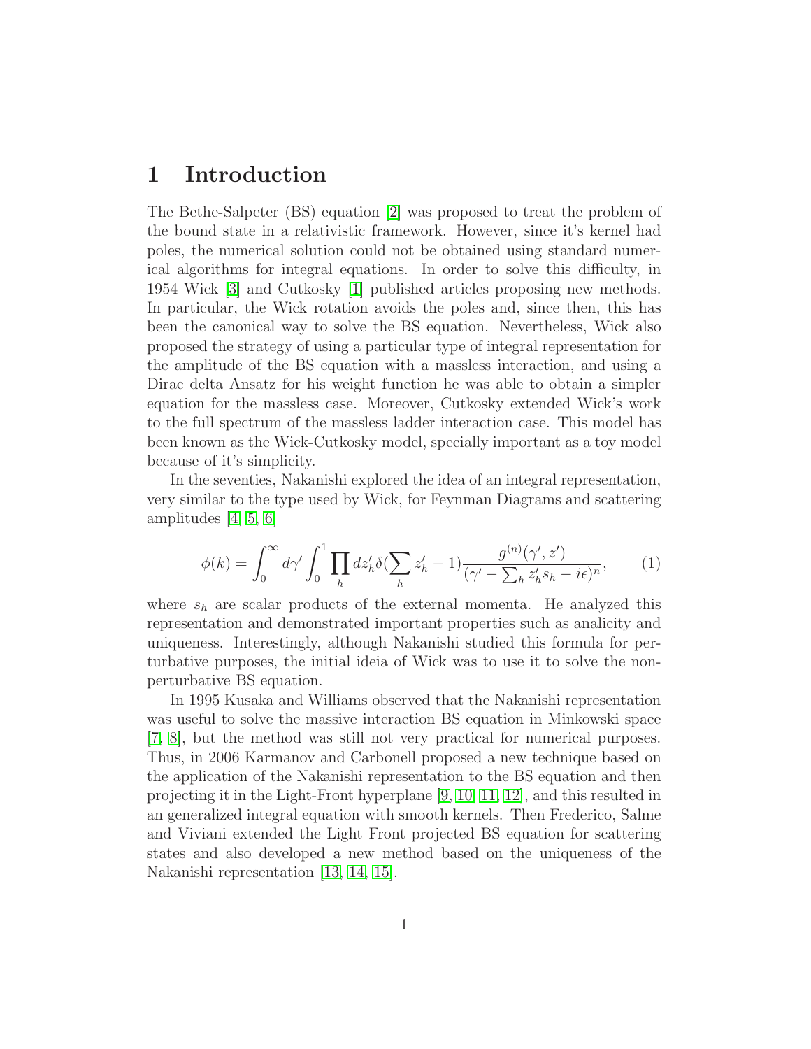# 1 Introduction

The Bethe-Salpeter (BS) equation [2] was proposed to treat the problem of the bound state in a relativistic framework. However, since it's kernel had poles, the numerical solution could not be obtained using standard numerical algorithms for integral equations. In order to solve this difficulty, in 1954 Wick [3] and Cutkosky [1] published articles proposing new methods. In particular, the Wick rotation avoids the poles and, since then, this has been the canonical way to solve the BS equation. Nevertheless, Wick also proposed the strategy of using a particular type of integral representation for the amplitude of the BS equation with a massless interaction, and using a Dirac delta Ansatz for his weight function he was able to obtain a simpler equation for the massless case. Moreover, Cutkosky extended Wick's work to the full spectrum of the massless ladder interaction case. This model has been known as the Wick-Cutkosky model, specially important as a toy model because of it's simplicity.

In the seventies, Nakanishi explored the idea of an integral representation, very similar to the type used by Wick, for Feynman Diagrams and scattering amplitudes [4, 5, 6]

$$\phi(k) = \int_0^\infty d\gamma' \int_0^1 \prod_h dz'_h \delta(\sum_h z'_h - 1) \frac{g^{(n)}(\gamma', z')}{(\gamma' - \sum_h z'_h s_h - i\epsilon)^n}, \tag{1}$$

where $s_h$ are scalar products of the external momenta. He analyzed this representation and demonstrated important properties such as analicity and uniqueness. Interestingly, although Nakanishi studied this formula for perturbative purposes, the initial ideia of Wick was to use it to solve the non-perturbative BS equation.

In 1995 Kusaka and Williams observed that the Nakanishi representation was useful to solve the massive interaction BS equation in Minkowski space [7, 8], but the method was still not very practical for numerical purposes. Thus, in 2006 Karmanov and Carbonell proposed a new technique based on the application of the Nakanishi representation to the BS equation and then projecting it in the Light-Front hyperplane [9, 10, 11, 12], and this resulted in an generalized integral equation with smooth kernels. Then Frederico, Salme and Viviani extended the Light Front projected BS equation for scattering states and also developed a new method based on the uniqueness of the Nakanishi representation [13, 14, 15].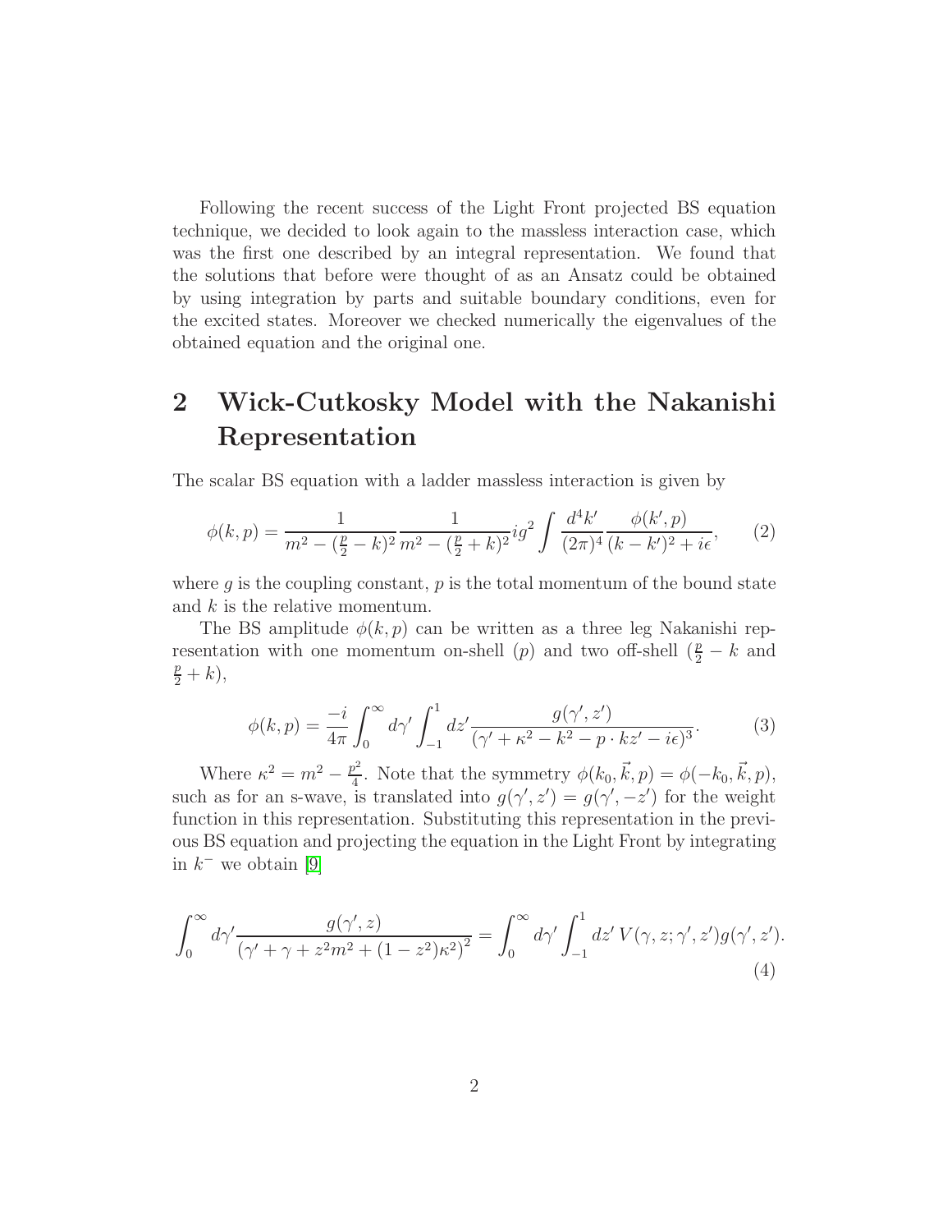Following the recent success of the Light Front projected BS equation technique, we decided to look again to the massless interaction case, which was the first one described by an integral representation. We found that the solutions that before were thought of as an Ansatz could be obtained by using integration by parts and suitable boundary conditions, even for the excited states. Moreover we checked numerically the eigenvalues of the obtained equation and the original one.

## 2 Wick-Cutkosky Model with the Nakanishi Representation

The scalar BS equation with a ladder massless interaction is given by

$$\phi(k,p) = \frac{1}{m^2 - (\frac{p}{2}-k)^2}\frac{1}{m^2 - (\frac{p}{2}+k)^2} ig^2 \int \frac{d^4k'}{(2\pi)^4}\frac{\phi(k',p)}{(k-k')^2 + i\epsilon}, \qquad (2)$$

where $g$ is the coupling constant, $p$ is the total momentum of the bound state and $k$ is the relative momentum.

The BS amplitude $\phi(k,p)$ can be written as a three leg Nakanishi representation with one momentum on-shell ($p$) and two off-shell ($\frac{p}{2}-k$ and $\frac{p}{2}+k$),

$$\phi(k,p) = \frac{-i}{4\pi}\int_0^\infty d\gamma' \int_{-1}^{1} dz' \frac{g(\gamma',z')}{(\gamma' + \kappa^2 - k^2 - p\cdot k z' - i\epsilon)^3}. \qquad (3)$$

Where $\kappa^2 = m^2 - \frac{p^2}{4}$. Note that the symmetry $\phi(k_0,\vec{k},p) = \phi(-k_0,\vec{k},p)$, such as for an s-wave, is translated into $g(\gamma',z') = g(\gamma',-z')$ for the weight function in this representation. Substituting this representation in the previous BS equation and projecting the equation in the Light Front by integrating in $k^-$ we obtain [9]

$$\int_0^\infty d\gamma' \frac{g(\gamma',z)}{\left(\gamma' + \gamma + z^2m^2 + (1-z^2)\kappa^2\right)^2} = \int_0^\infty d\gamma' \int_{-1}^{1} dz'\, V(\gamma,z;\gamma',z') g(\gamma',z'). \qquad (4)$$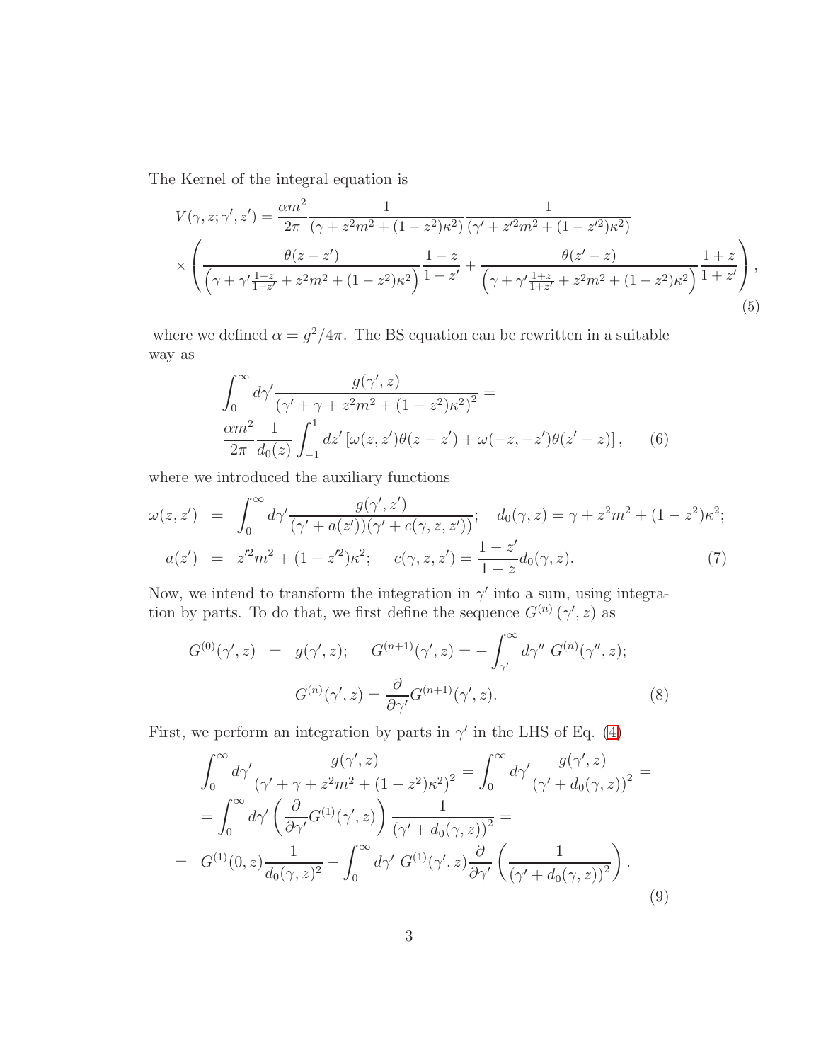The Kernel of the integral equation is

$$V(\gamma, z; \gamma', z') = \frac{\alpha m^2}{2\pi} \frac{1}{(\gamma + z^2 m^2 + (1-z^2)\kappa^2)} \frac{1}{(\gamma' + z'^2 m^2 + (1-z'^2)\kappa^2)}$$
$$\times \left( \frac{\theta(z-z')}{\left(\gamma + \gamma' \frac{1-z}{1-z'} + z^2 m^2 + (1-z^2)\kappa^2\right)} \frac{1-z}{1-z'} + \frac{\theta(z'-z)}{\left(\gamma + \gamma' \frac{1+z}{1+z'} + z^2 m^2 + (1-z^2)\kappa^2\right)} \frac{1+z}{1+z'} \right), \tag{5}$$

where we defined $\alpha = g^2/4\pi$. The BS equation can be rewritten in a suitable way as

$$\int_0^\infty d\gamma' \frac{g(\gamma', z)}{\left(\gamma' + \gamma + z^2 m^2 + (1-z^2)\kappa^2\right)^2} =$$
$$\frac{\alpha m^2}{2\pi} \frac{1}{d_0(z)} \int_{-1}^{1} dz' \left[\omega(z, z')\theta(z-z') + \omega(-z, -z')\theta(z'-z)\right], \tag{6}$$

where we introduced the auxiliary functions

$$\omega(z, z') = \int_0^\infty d\gamma' \frac{g(\gamma', z')}{(\gamma' + a(z'))(\gamma' + c(\gamma, z, z'))}; \quad d_0(\gamma, z) = \gamma + z^2 m^2 + (1-z^2)\kappa^2;$$
$$a(z') = z'^2 m^2 + (1-z'^2)\kappa^2; \quad c(\gamma, z, z') = \frac{1-z'}{1-z} d_0(\gamma, z). \tag{7}$$

Now, we intend to transform the integration in $\gamma'$ into a sum, using integration by parts. To do that, we first define the sequence $G^{(n)}(\gamma', z)$ as

$$G^{(0)}(\gamma', z) = g(\gamma', z); \quad G^{(n+1)}(\gamma', z) = -\int_{\gamma'}^\infty d\gamma''\, G^{(n)}(\gamma'', z);$$
$$G^{(n)}(\gamma', z) = \frac{\partial}{\partial \gamma'} G^{(n+1)}(\gamma', z). \tag{8}$$

First, we perform an integration by parts in $\gamma'$ in the LHS of Eq. (4)

$$\int_0^\infty d\gamma' \frac{g(\gamma', z)}{\left(\gamma' + \gamma + z^2 m^2 + (1-z^2)\kappa^2\right)^2} = \int_0^\infty d\gamma' \frac{g(\gamma', z)}{\left(\gamma' + d_0(\gamma, z)\right)^2} =$$
$$= \int_0^\infty d\gamma' \left( \frac{\partial}{\partial \gamma'} G^{(1)}(\gamma', z) \right) \frac{1}{\left(\gamma' + d_0(\gamma, z)\right)^2} =$$
$$= G^{(1)}(0, z) \frac{1}{d_0(\gamma, z)^2} - \int_0^\infty d\gamma'\, G^{(1)}(\gamma', z) \frac{\partial}{\partial \gamma'} \left( \frac{1}{\left(\gamma' + d_0(\gamma, z)\right)^2} \right). \tag{9}$$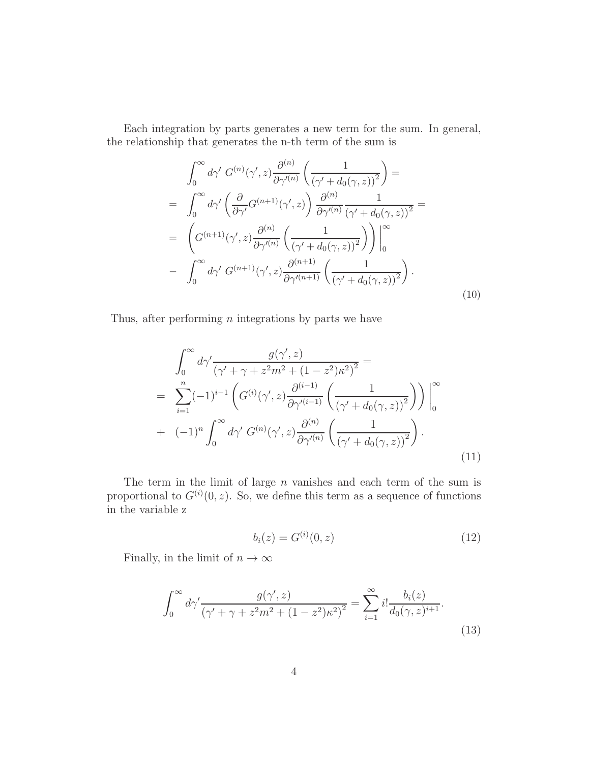Each integration by parts generates a new term for the sum. In general, the relationship that generates the n-th term of the sum is

$$
\begin{aligned}
&\int_0^\infty d\gamma' \; G^{(n)}(\gamma', z) \frac{\partial^{(n)}}{\partial \gamma'^{(n)}} \left( \frac{1}{\left(\gamma' + d_0(\gamma, z)\right)^2} \right) = \\
&= \int_0^\infty d\gamma' \left( \frac{\partial}{\partial \gamma'} G^{(n+1)}(\gamma', z) \right) \frac{\partial^{(n)}}{\partial \gamma'^{(n)}} \frac{1}{\left(\gamma' + d_0(\gamma, z)\right)^2} = \\
&= \left( G^{(n+1)}(\gamma', z) \frac{\partial^{(n)}}{\partial \gamma'^{(n)}} \left( \frac{1}{\left(\gamma' + d_0(\gamma, z)\right)^2} \right) \right) \Big|_0^\infty \\
&- \int_0^\infty d\gamma' \; G^{(n+1)}(\gamma', z) \frac{\partial^{(n+1)}}{\partial \gamma'^{(n+1)}} \left( \frac{1}{\left(\gamma' + d_0(\gamma, z)\right)^2} \right).
\end{aligned}
\tag{10}
$$

Thus, after performing $n$ integrations by parts we have

$$
\begin{aligned}
&\int_0^\infty d\gamma' \frac{g(\gamma', z)}{\left(\gamma' + \gamma + z^2 m^2 + (1 - z^2)\kappa^2\right)^2} = \\
&= \sum_{i=1}^{n} (-1)^{i-1} \left( G^{(i)}(\gamma', z) \frac{\partial^{(i-1)}}{\partial \gamma'^{(i-1)}} \left( \frac{1}{\left(\gamma' + d_0(\gamma, z)\right)^2} \right) \right) \Big|_0^\infty \\
&+ (-1)^n \int_0^\infty d\gamma' \; G^{(n)}(\gamma', z) \frac{\partial^{(n)}}{\partial \gamma'^{(n)}} \left( \frac{1}{\left(\gamma' + d_0(\gamma, z)\right)^2} \right).
\end{aligned}
\tag{11}
$$

The term in the limit of large $n$ vanishes and each term of the sum is proportional to $G^{(i)}(0, z)$. So, we define this term as a sequence of functions in the variable z

$$
b_i(z) = G^{(i)}(0, z) \tag{12}
$$

Finally, in the limit of $n \to \infty$

$$
\int_0^\infty d\gamma' \frac{g(\gamma', z)}{\left(\gamma' + \gamma + z^2 m^2 + (1 - z^2)\kappa^2\right)^2} = \sum_{i=1}^{\infty} i! \frac{b_i(z)}{d_0(\gamma, z)^{i+1}}.
\tag{13}
$$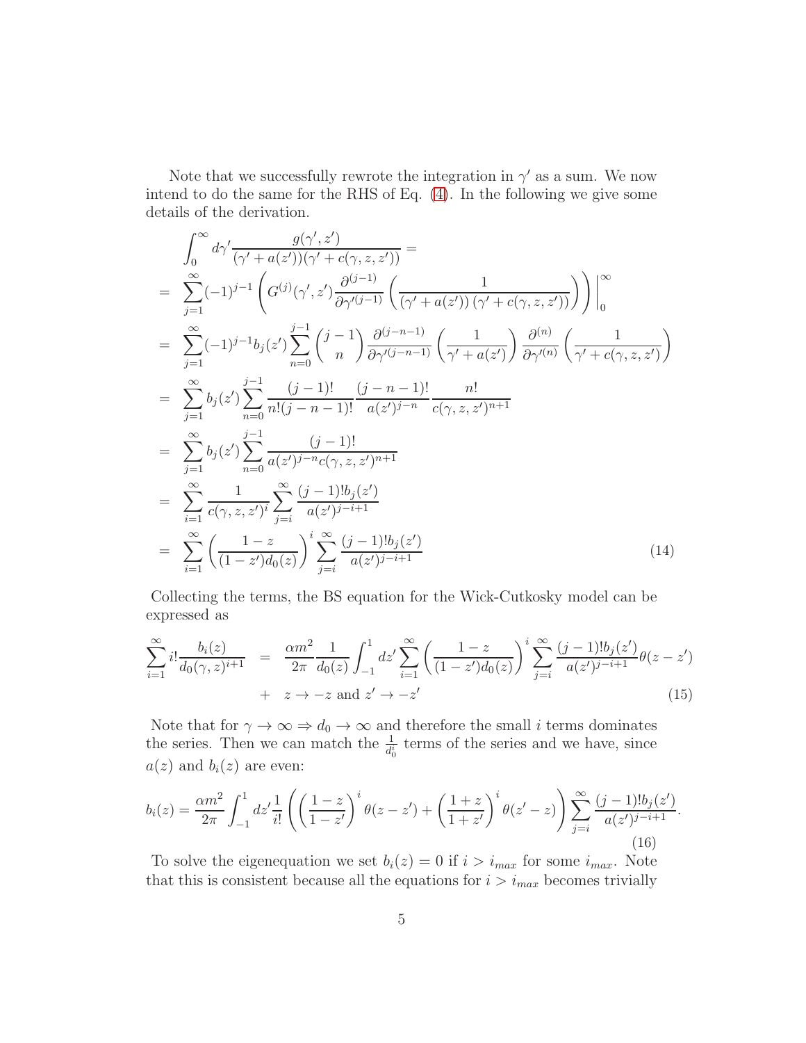Note that we successfully rewrote the integration in $\gamma'$ as a sum. We now intend to do the same for the RHS of Eq. (4). In the following we give some details of the derivation.

$$
\begin{aligned}
&\int_0^\infty d\gamma' \frac{g(\gamma', z')}{(\gamma' + a(z'))(\gamma' + c(\gamma, z, z'))} = \\
&= \sum_{j=1}^{\infty} (-1)^{j-1} \left( G^{(j)}(\gamma', z') \frac{\partial^{(j-1)}}{\partial \gamma'^{(j-1)}} \left( \frac{1}{(\gamma' + a(z'))\,(\gamma' + c(\gamma, z, z'))} \right) \right) \Big|_0^\infty \\
&= \sum_{j=1}^{\infty} (-1)^{j-1} b_j(z') \sum_{n=0}^{j-1} \binom{j-1}{n} \frac{\partial^{(j-n-1)}}{\partial \gamma'^{(j-n-1)}} \left( \frac{1}{\gamma' + a(z')} \right) \frac{\partial^{(n)}}{\partial \gamma'^{(n)}} \left( \frac{1}{\gamma' + c(\gamma, z, z')} \right) \\
&= \sum_{j=1}^{\infty} b_j(z') \sum_{n=0}^{j-1} \frac{(j-1)!}{n!(j-n-1)!} \frac{(j-n-1)!}{a(z')^{j-n}} \frac{n!}{c(\gamma, z, z')^{n+1}} \\
&= \sum_{j=1}^{\infty} b_j(z') \sum_{n=0}^{j-1} \frac{(j-1)!}{a(z')^{j-n} c(\gamma, z, z')^{n+1}} \\
&= \sum_{i=1}^{\infty} \frac{1}{c(\gamma, z, z')^i} \sum_{j=i}^{\infty} \frac{(j-1)! b_j(z')}{a(z')^{j-i+1}} \\
&= \sum_{i=1}^{\infty} \left( \frac{1-z}{(1-z') d_0(z)} \right)^i \sum_{j=i}^{\infty} \frac{(j-1)! b_j(z')}{a(z')^{j-i+1}}
\end{aligned}
\tag{14}
$$

Collecting the terms, the BS equation for the Wick-Cutkosky model can be expressed as

$$
\begin{aligned}
\sum_{i=1}^{\infty} i! \frac{b_i(z)}{d_0(\gamma, z)^{i+1}} &= \frac{\alpha m^2}{2\pi} \frac{1}{d_0(z)} \int_{-1}^{1} dz' \sum_{i=1}^{\infty} \left( \frac{1-z}{(1-z') d_0(z)} \right)^i \sum_{j=i}^{\infty} \frac{(j-1)! b_j(z')}{a(z')^{j-i+1}} \theta(z - z') \\
&+ \quad z \to -z \text{ and } z' \to -z'
\end{aligned}
\tag{15}
$$

Note that for $\gamma \to \infty \Rightarrow d_0 \to \infty$ and therefore the small $i$ terms dominates the series. Then we can match the $\frac{1}{d_0^i}$ terms of the series and we have, since $a(z)$ and $b_i(z)$ are even:

$$
b_i(z) = \frac{\alpha m^2}{2\pi} \int_{-1}^{1} dz' \frac{1}{i!} \left( \left( \frac{1-z}{1-z'} \right)^i \theta(z - z') + \left( \frac{1+z}{1+z'} \right)^i \theta(z' - z) \right) \sum_{j=i}^{\infty} \frac{(j-1)! b_j(z')}{a(z')^{j-i+1}}.
\tag{16}
$$

To solve the eigenequation we set $b_i(z) = 0$ if $i > i_{max}$ for some $i_{max}$. Note that this is consistent because all the equations for $i > i_{max}$ becomes trivially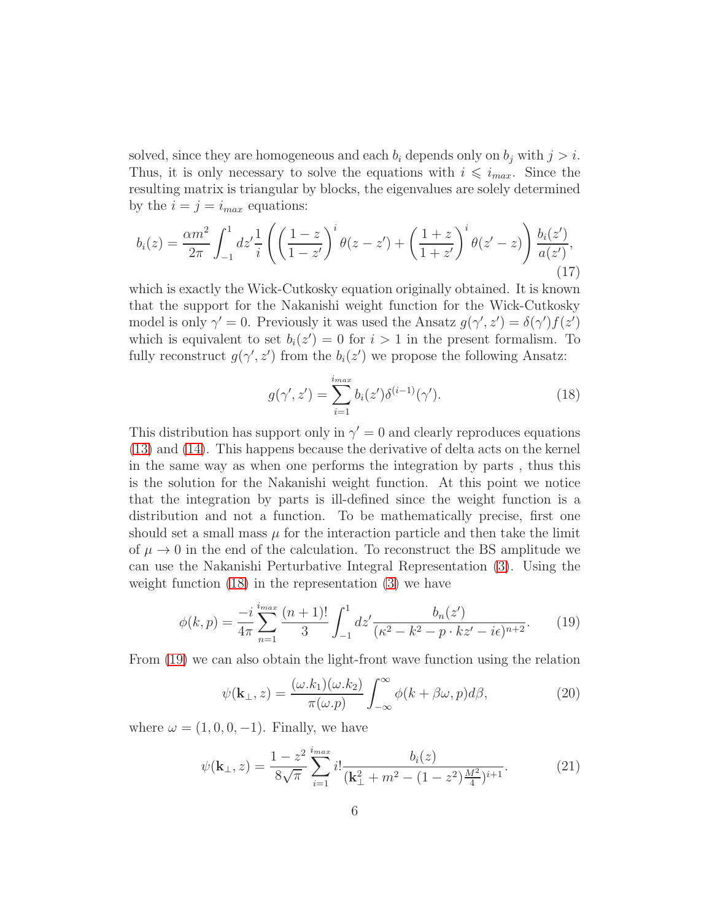solved, since they are homogeneous and each $b_i$ depends only on $b_j$ with $j > i$. Thus, it is only necessary to solve the equations with $i \leqslant i_{max}$. Since the resulting matrix is triangular by blocks, the eigenvalues are solely determined by the $i = j = i_{max}$ equations:

$$b_i(z) = \frac{\alpha m^2}{2\pi} \int_{-1}^{1} dz' \frac{1}{i} \left( \left(\frac{1-z}{1-z'}\right)^i \theta(z-z') + \left(\frac{1+z}{1+z'}\right)^i \theta(z'-z) \right) \frac{b_i(z')}{a(z')}, \tag{17}$$

which is exactly the Wick-Cutkosky equation originally obtained. It is known that the support for the Nakanishi weight function for the Wick-Cutkosky model is only $\gamma' = 0$. Previously it was used the Ansatz $g(\gamma', z') = \delta(\gamma') f(z')$ which is equivalent to set $b_i(z') = 0$ for $i > 1$ in the present formalism. To fully reconstruct $g(\gamma', z')$ from the $b_i(z')$ we propose the following Ansatz:

$$g(\gamma', z') = \sum_{i=1}^{i_{max}} b_i(z') \delta^{(i-1)}(\gamma'). \tag{18}$$

This distribution has support only in $\gamma' = 0$ and clearly reproduces equations (13) and (14). This happens because the derivative of delta acts on the kernel in the same way as when one performs the integration by parts , thus this is the solution for the Nakanishi weight function. At this point we notice that the integration by parts is ill-defined since the weight function is a distribution and not a function. To be mathematically precise, first one should set a small mass $\mu$ for the interaction particle and then take the limit of $\mu \to 0$ in the end of the calculation. To reconstruct the BS amplitude we can use the Nakanishi Perturbative Integral Representation (3). Using the weight function (18) in the representation (3) we have

$$\phi(k, p) = \frac{-i}{4\pi} \sum_{n=1}^{i_{max}} \frac{(n+1)!}{3} \int_{-1}^{1} dz' \frac{b_n(z')}{(\kappa^2 - k^2 - p \cdot k z' - i\epsilon)^{n+2}}. \tag{19}$$

From (19) we can also obtain the light-front wave function using the relation

$$\psi(\mathbf{k}_\perp, z) = \frac{(\omega.k_1)(\omega.k_2)}{\pi(\omega.p)} \int_{-\infty}^{\infty} \phi(k + \beta\omega, p) d\beta, \tag{20}$$

where $\omega = (1, 0, 0, -1)$. Finally, we have

$$\psi(\mathbf{k}_\perp, z) = \frac{1 - z^2}{8\sqrt{\pi}} \sum_{i=1}^{i_{max}} i! \frac{b_i(z)}{(\mathbf{k}_\perp^2 + m^2 - (1 - z^2)\frac{M^2}{4})^{i+1}}. \tag{21}$$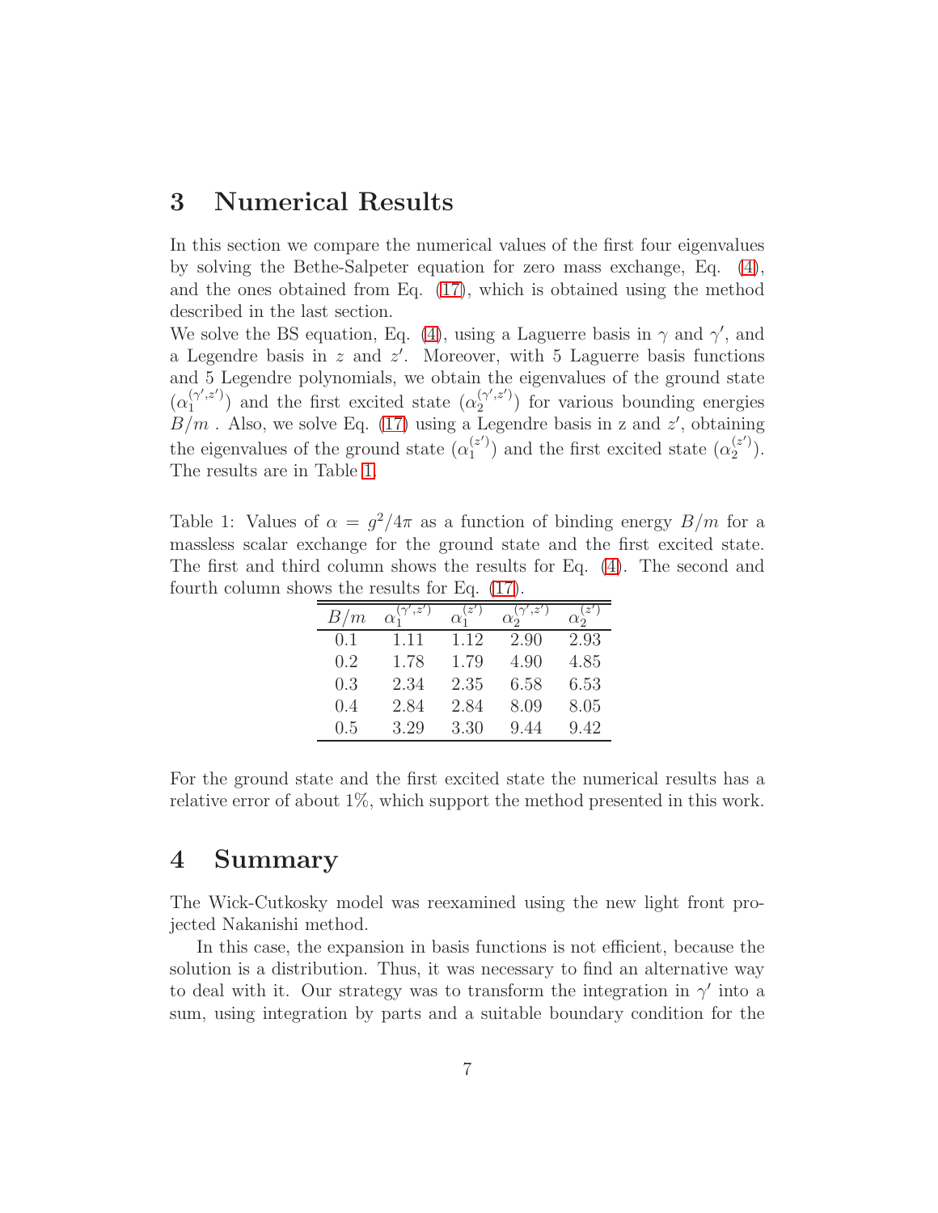## 3 Numerical Results

In this section we compare the numerical values of the first four eigenvalues by solving the Bethe-Salpeter equation for zero mass exchange, Eq. (4), and the ones obtained from Eq. (17), which is obtained using the method described in the last section.

We solve the BS equation, Eq. (4), using a Laguerre basis in $\gamma$ and $\gamma'$, and a Legendre basis in $z$ and $z'$. Moreover, with 5 Laguerre basis functions and 5 Legendre polynomials, we obtain the eigenvalues of the ground state ($\alpha_1^{(\gamma',z')}$) and the first excited state ($\alpha_2^{(\gamma',z')}$) for various bounding energies $B/m$ . Also, we solve Eq. (17) using a Legendre basis in z and $z'$, obtaining the eigenvalues of the ground state ($\alpha_1^{(z')}$) and the first excited state ($\alpha_2^{(z')}$). The results are in Table 1.

Table 1: Values of $\alpha = g^2/4\pi$ as a function of binding energy $B/m$ for a massless scalar exchange for the ground state and the first excited state. The first and third column shows the results for Eq. (4). The second and fourth column shows the results for Eq. (17).

| $B/m$ | $\alpha_1^{(\gamma',z')}$ | $\alpha_1^{(z')}$ | $\alpha_2^{(\gamma',z')}$ | $\alpha_2^{(z')}$ |
|---|---|---|---|---|
| 0.1 | 1.11 | 1.12 | 2.90 | 2.93 |
| 0.2 | 1.78 | 1.79 | 4.90 | 4.85 |
| 0.3 | 2.34 | 2.35 | 6.58 | 6.53 |
| 0.4 | 2.84 | 2.84 | 8.09 | 8.05 |
| 0.5 | 3.29 | 3.30 | 9.44 | 9.42 |

For the ground state and the first excited state the numerical results has a relative error of about 1%, which support the method presented in this work.

## 4 Summary

The Wick-Cutkosky model was reexamined using the new light front projected Nakanishi method.

In this case, the expansion in basis functions is not efficient, because the solution is a distribution. Thus, it was necessary to find an alternative way to deal with it. Our strategy was to transform the integration in $\gamma'$ into a sum, using integration by parts and a suitable boundary condition for the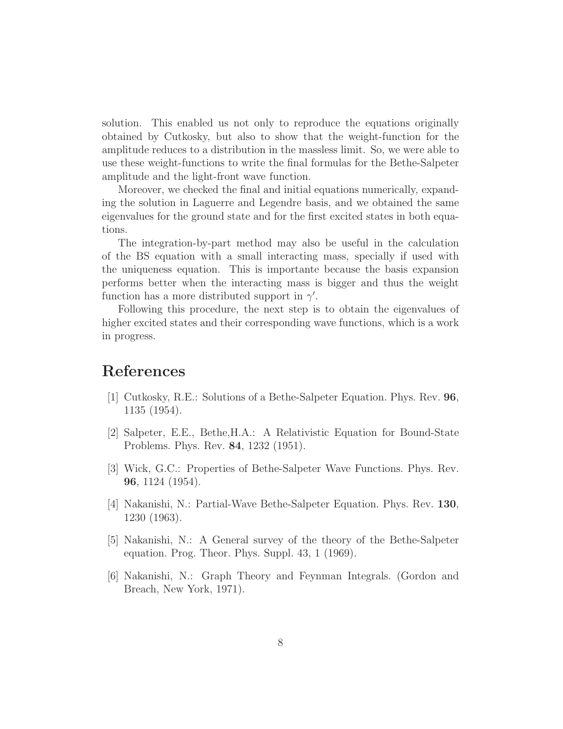solution. This enabled us not only to reproduce the equations originally obtained by Cutkosky, but also to show that the weight-function for the amplitude reduces to a distribution in the massless limit. So, we were able to use these weight-functions to write the final formulas for the Bethe-Salpeter amplitude and the light-front wave function.

Moreover, we checked the final and initial equations numerically, expanding the solution in Laguerre and Legendre basis, and we obtained the same eigenvalues for the ground state and for the first excited states in both equations.

The integration-by-part method may also be useful in the calculation of the BS equation with a small interacting mass, specially if used with the uniqueness equation. This is importante because the basis expansion performs better when the interacting mass is bigger and thus the weight function has a more distributed support in $\gamma'$.

Following this procedure, the next step is to obtain the eigenvalues of higher excited states and their corresponding wave functions, which is a work in progress.

# References

[1] Cutkosky, R.E.: Solutions of a Bethe-Salpeter Equation. Phys. Rev. **96**, 1135 (1954).

[2] Salpeter, E.E., Bethe,H.A.: A Relativistic Equation for Bound-State Problems. Phys. Rev. **84**, 1232 (1951).

[3] Wick, G.C.: Properties of Bethe-Salpeter Wave Functions. Phys. Rev. **96**, 1124 (1954).

[4] Nakanishi, N.: Partial-Wave Bethe-Salpeter Equation. Phys. Rev. **130**, 1230 (1963).

[5] Nakanishi, N.: A General survey of the theory of the Bethe-Salpeter equation. Prog. Theor. Phys. Suppl. 43, 1 (1969).

[6] Nakanishi, N.: Graph Theory and Feynman Integrals. (Gordon and Breach, New York, 1971).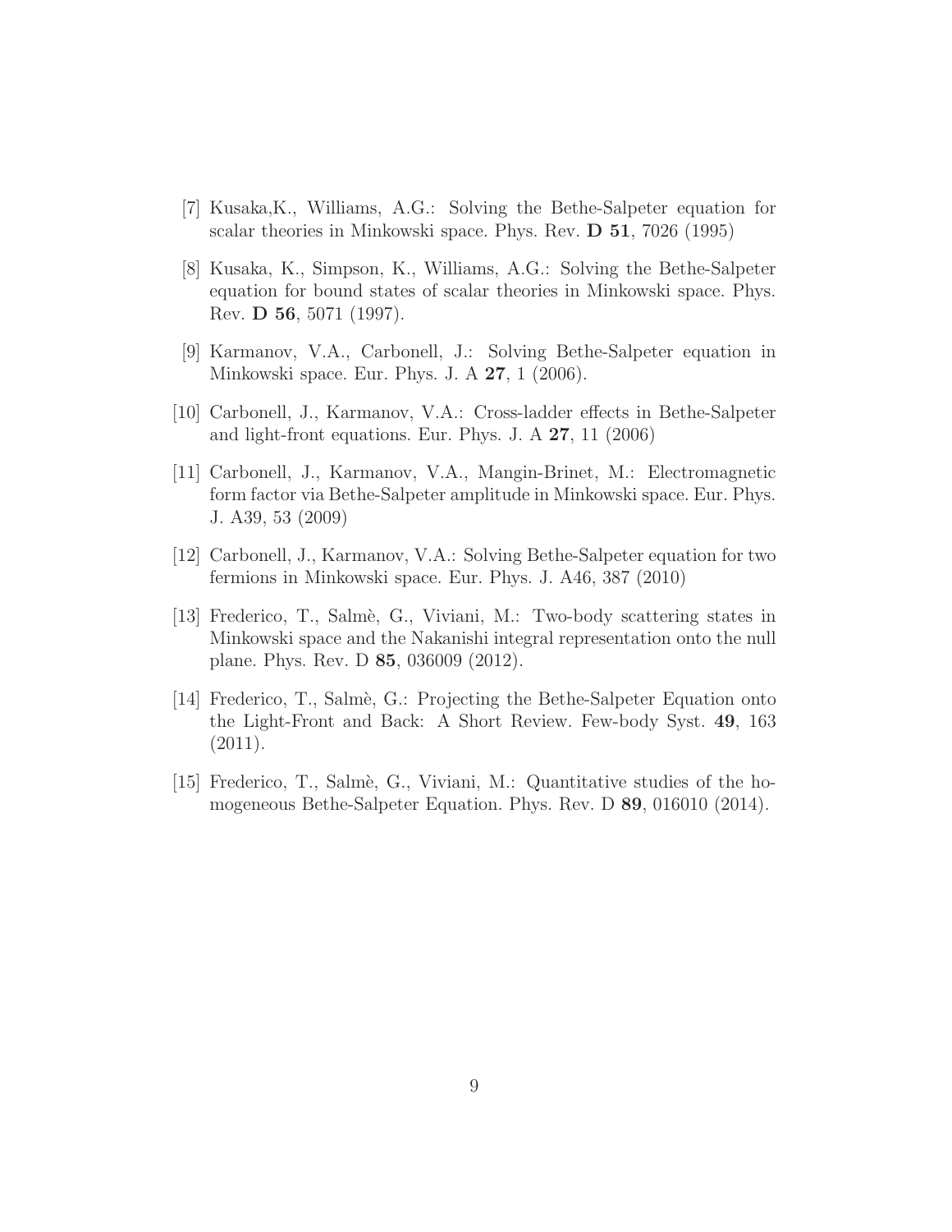[7] Kusaka,K., Williams, A.G.: Solving the Bethe-Salpeter equation for scalar theories in Minkowski space. Phys. Rev. **D 51**, 7026 (1995)

[8] Kusaka, K., Simpson, K., Williams, A.G.: Solving the Bethe-Salpeter equation for bound states of scalar theories in Minkowski space. Phys. Rev. **D 56**, 5071 (1997).

[9] Karmanov, V.A., Carbonell, J.: Solving Bethe-Salpeter equation in Minkowski space. Eur. Phys. J. A **27**, 1 (2006).

[10] Carbonell, J., Karmanov, V.A.: Cross-ladder effects in Bethe-Salpeter and light-front equations. Eur. Phys. J. A **27**, 11 (2006)

[11] Carbonell, J., Karmanov, V.A., Mangin-Brinet, M.: Electromagnetic form factor via Bethe-Salpeter amplitude in Minkowski space. Eur. Phys. J. A39, 53 (2009)

[12] Carbonell, J., Karmanov, V.A.: Solving Bethe-Salpeter equation for two fermions in Minkowski space. Eur. Phys. J. A46, 387 (2010)

[13] Frederico, T., Salmè, G., Viviani, M.: Two-body scattering states in Minkowski space and the Nakanishi integral representation onto the null plane. Phys. Rev. D **85**, 036009 (2012).

[14] Frederico, T., Salmè, G.: Projecting the Bethe-Salpeter Equation onto the Light-Front and Back: A Short Review. Few-body Syst. **49**, 163 (2011).

[15] Frederico, T., Salmè, G., Viviani, M.: Quantitative studies of the homogeneous Bethe-Salpeter Equation. Phys. Rev. D **89**, 016010 (2014).